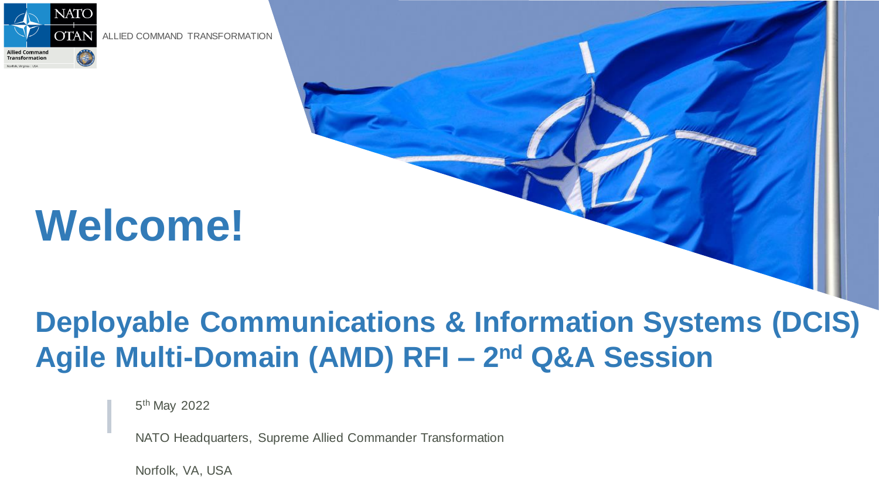ALLIED COMMAND TRANSFORMATION

# Welcome!

## Deployable Communications & Information Systems (DCIS) Agile Multi-Domain (AMD) RFI – 2nd Q&A Session

5th May 2022

NATO Headquarters, Supreme Allied Commander Transformation

Norfolk, VA, USA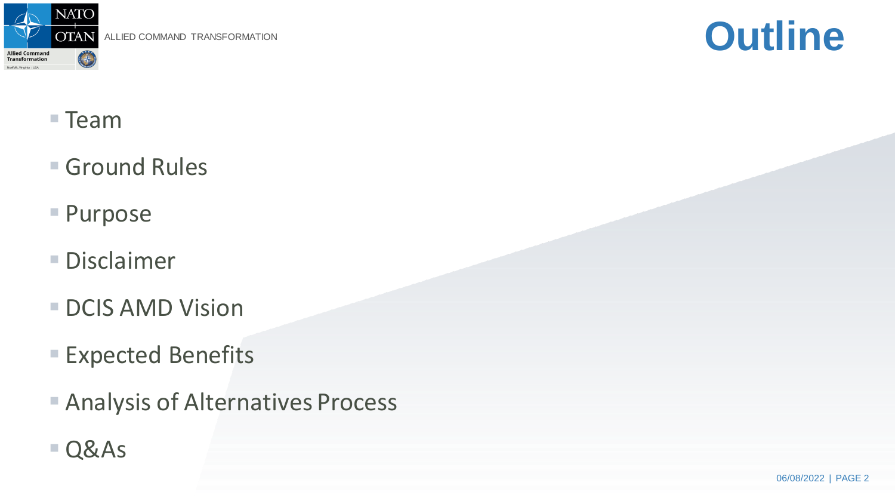# Outline

- Team
- Ground Rules
- Purpose
- Disclaimer
- DCIS AMD Vision
- Expected Benefits
- Analysis of Alternatives Process
- Q&As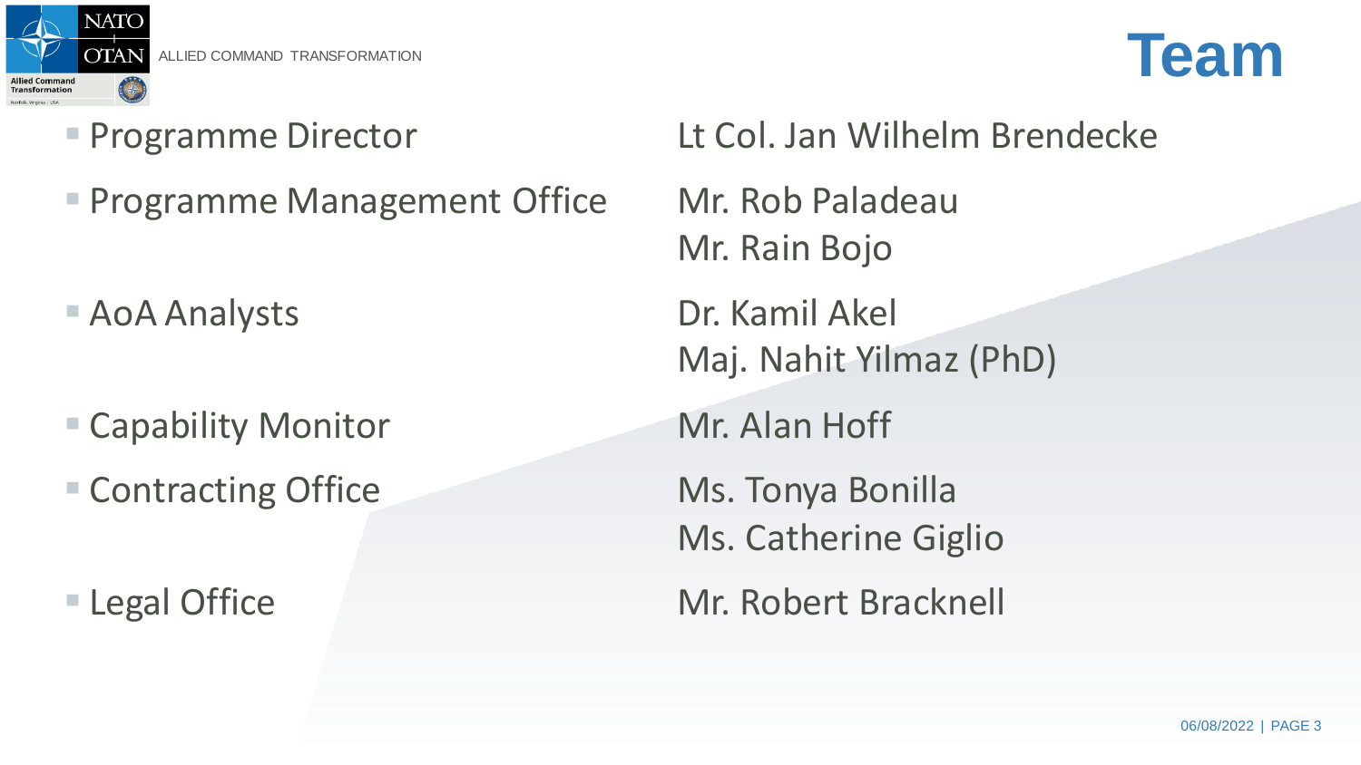# Team

| | |
|---|---|
| Programme Director | Lt Col. Jan Wilhelm Brendecke |
| Programme Management Office | Mr. Rob Paladeau<br>Mr. Rain Bojo |
| AoA Analysts | Dr. Kamil Akel<br>Maj. Nahit Yilmaz (PhD) |
| Capability Monitor | Mr. Alan Hoff |
| Contracting Office | Ms. Tonya Bonilla<br>Ms. Catherine Giglio |
| Legal Office | Mr. Robert Bracknell |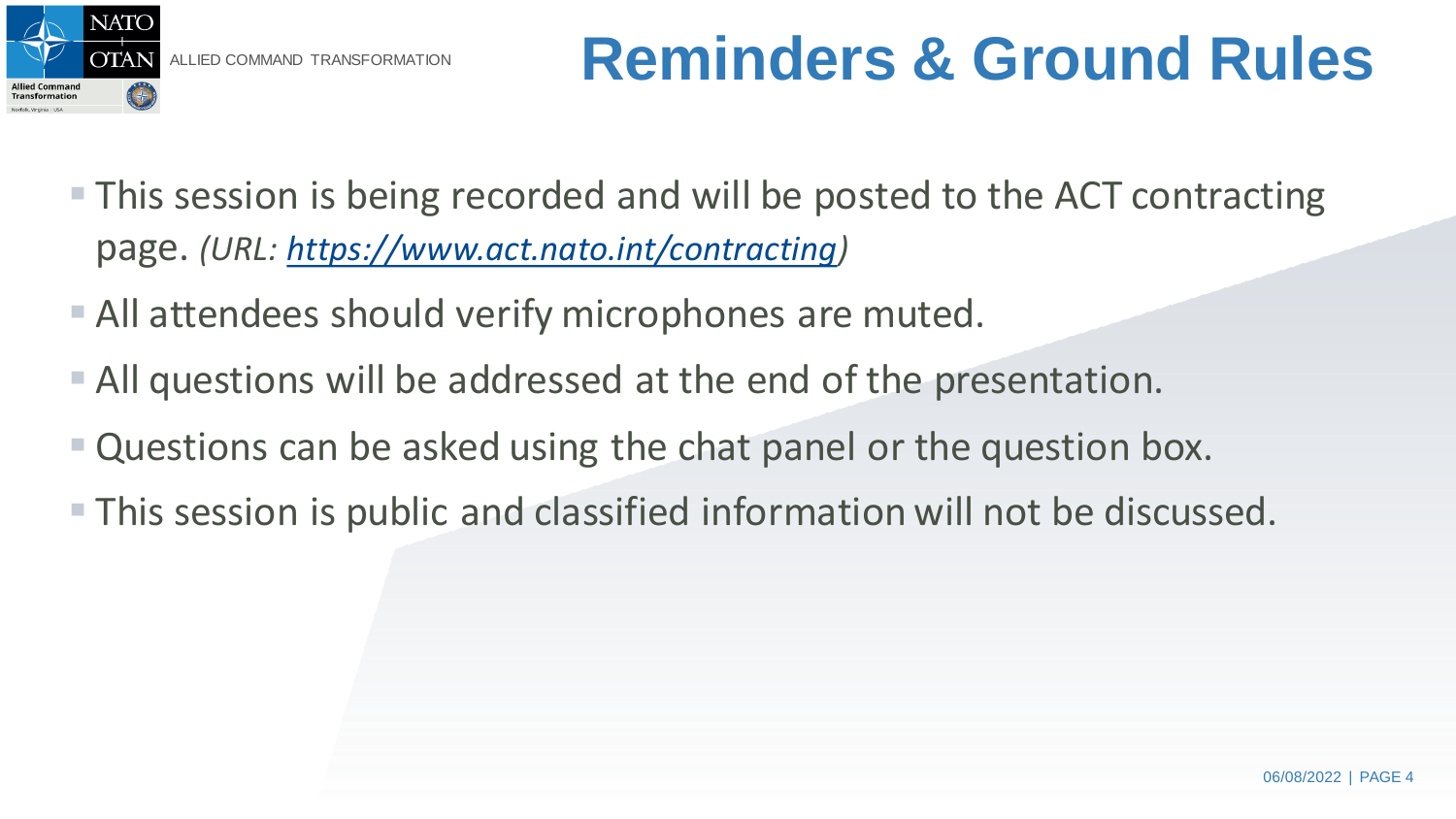# Reminders & Ground Rules

- This session is being recorded and will be posted to the ACT contracting page. *(URL: https://www.act.nato.int/contracting)*
- All attendees should verify microphones are muted.
- All questions will be addressed at the end of the presentation.
- Questions can be asked using the chat panel or the question box.
- This session is public and classified information will not be discussed.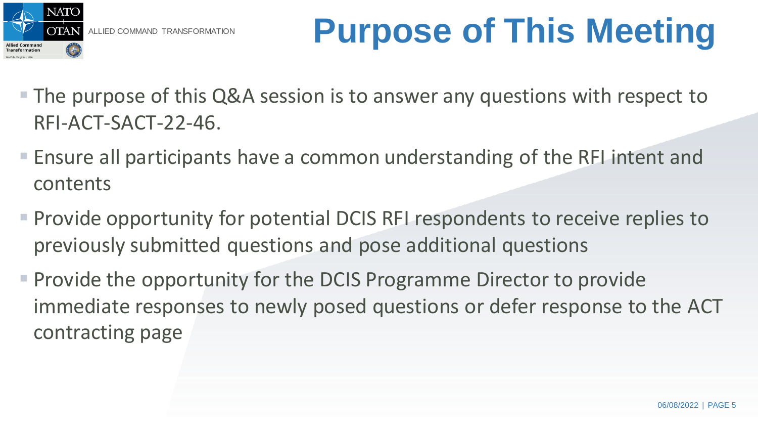# Purpose of This Meeting

- The purpose of this Q&A session is to answer any questions with respect to RFI-ACT-SACT-22-46.
- Ensure all participants have a common understanding of the RFI intent and contents
- Provide opportunity for potential DCIS RFI respondents to receive replies to previously submitted questions and pose additional questions
- Provide the opportunity for the DCIS Programme Director to provide immediate responses to newly posed questions or defer response to the ACT contracting page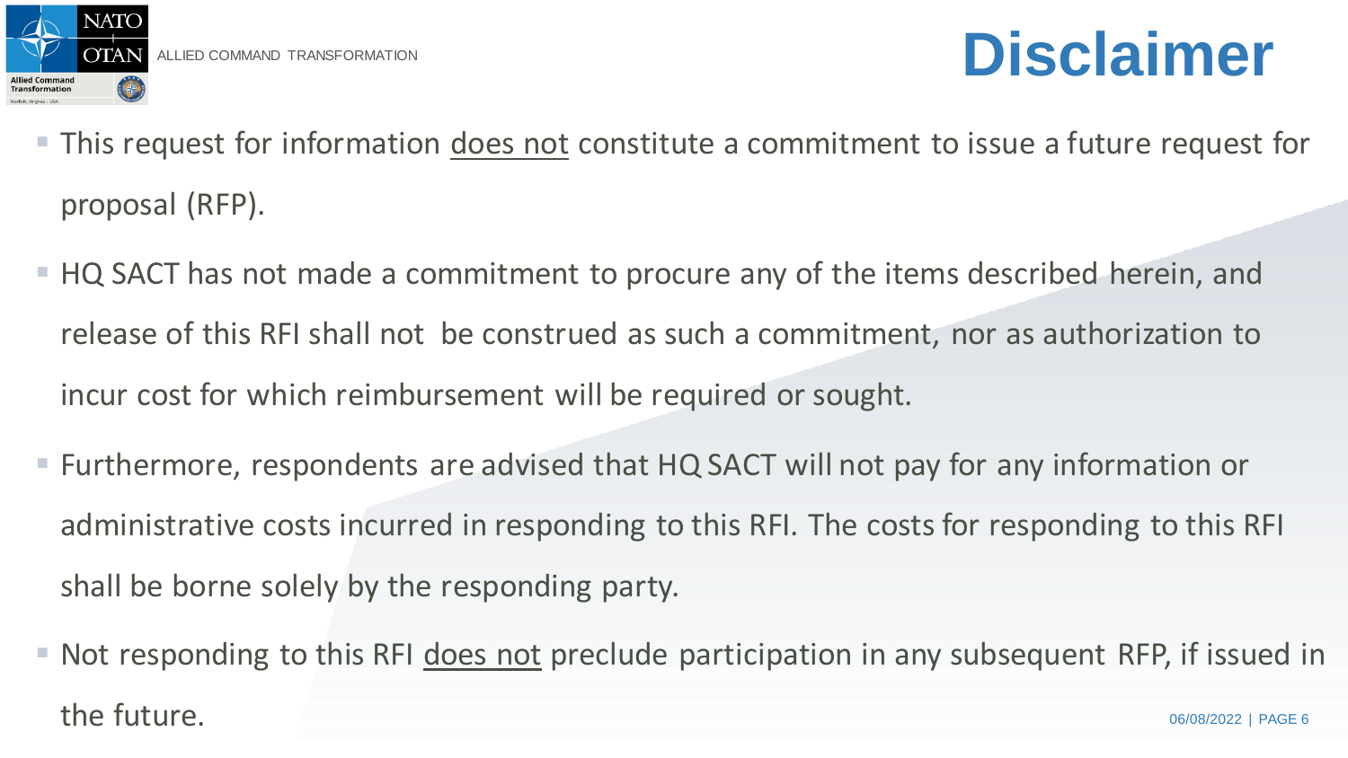# Disclaimer

- This request for information <u>does not</u> constitute a commitment to issue a future request for proposal (RFP).
- HQ SACT has not made a commitment to procure any of the items described herein, and release of this RFI shall not be construed as such a commitment, nor as authorization to incur cost for which reimbursement will be required or sought.
- Furthermore, respondents are advised that HQ SACT will not pay for any information or administrative costs incurred in responding to this RFI. The costs for responding to this RFI shall be borne solely by the responding party.
- Not responding to this RFI <u>does not</u> preclude participation in any subsequent RFP, if issued in the future.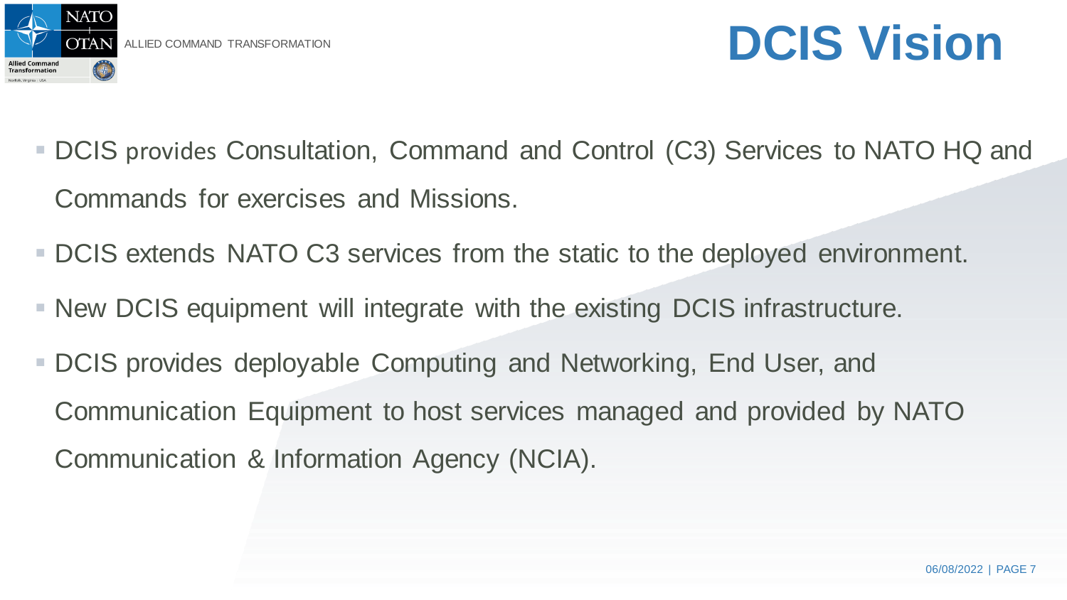# DCIS Vision

- DCIS provides Consultation, Command and Control (C3) Services to NATO HQ and Commands for exercises and Missions.
- DCIS extends NATO C3 services from the static to the deployed environment.
- New DCIS equipment will integrate with the existing DCIS infrastructure.
- DCIS provides deployable Computing and Networking, End User, and Communication Equipment to host services managed and provided by NATO Communication & Information Agency (NCIA).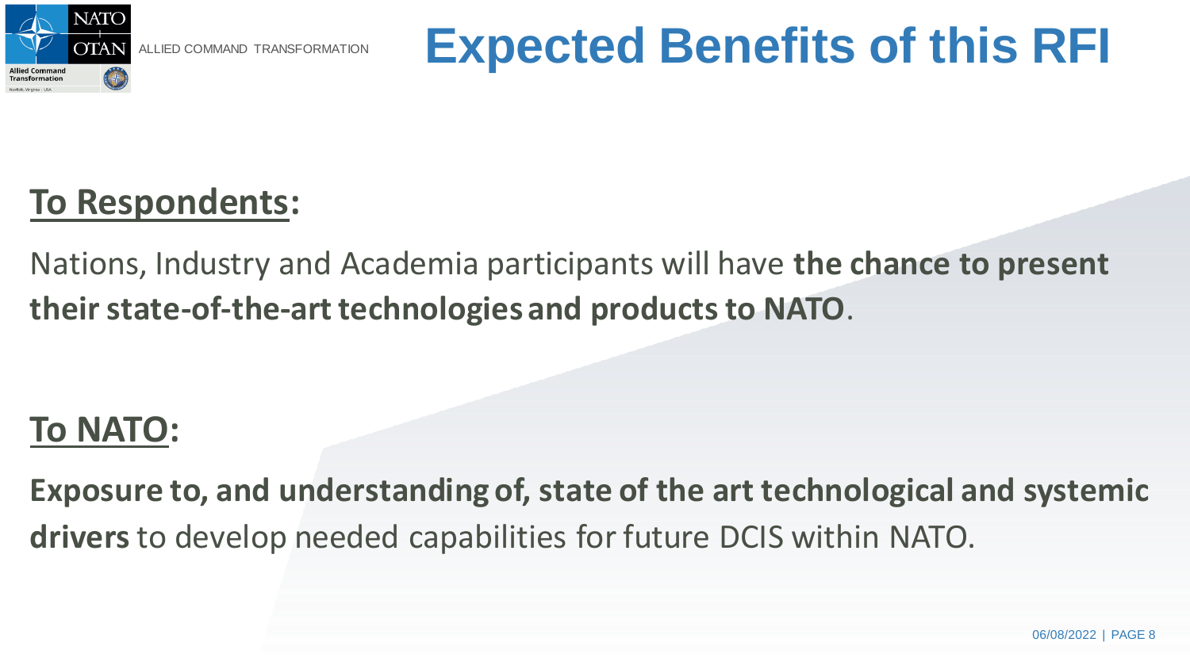# Expected Benefits of this RFI

## To Respondents:

Nations, Industry and Academia participants will have **the chance to present their state-of-the-art technologies and products to NATO**.

## To NATO:

**Exposure to, and understanding of, state of the art technological and systemic drivers** to develop needed capabilities for future DCIS within NATO.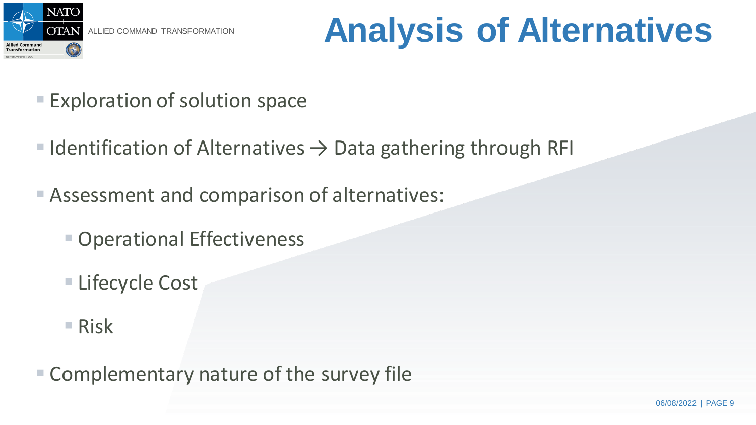# Analysis of Alternatives

- Exploration of solution space
- Identification of Alternatives → Data gathering through RFI
- Assessment and comparison of alternatives:
  - Operational Effectiveness
  - Lifecycle Cost
  - Risk
- Complementary nature of the survey file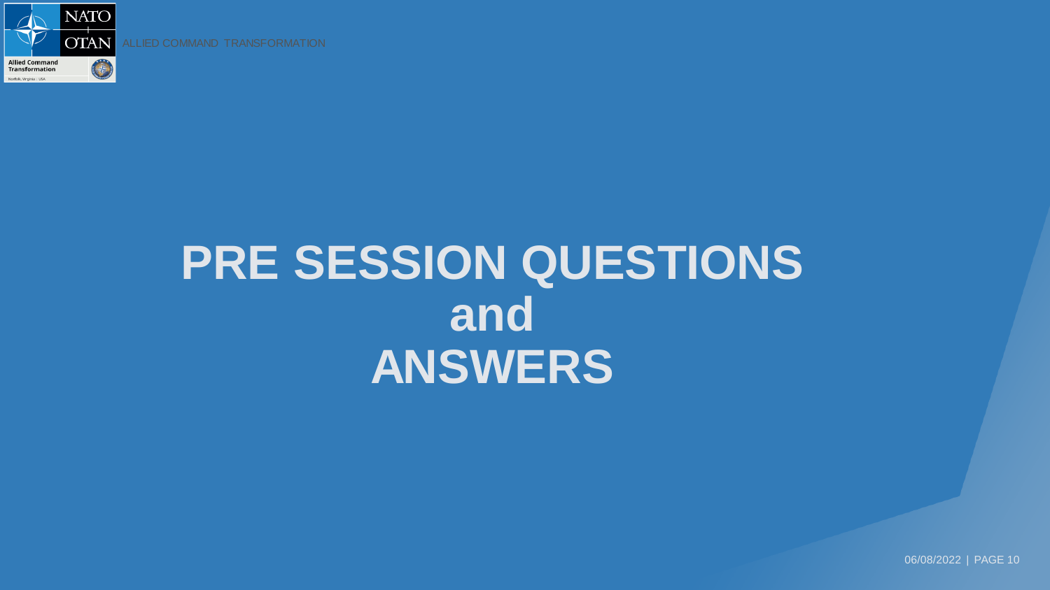# PRE SESSION QUESTIONS and ANSWERS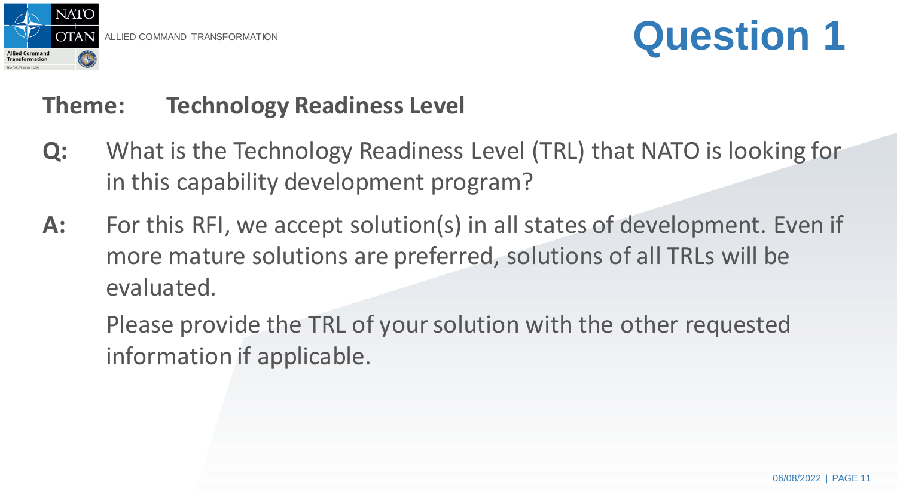# Question 1

**Theme: Technology Readiness Level**

**Q:** What is the Technology Readiness Level (TRL) that NATO is looking for in this capability development program?

**A:** For this RFI, we accept solution(s) in all states of development. Even if more mature solutions are preferred, solutions of all TRLs will be evaluated.

Please provide the TRL of your solution with the other requested information if applicable.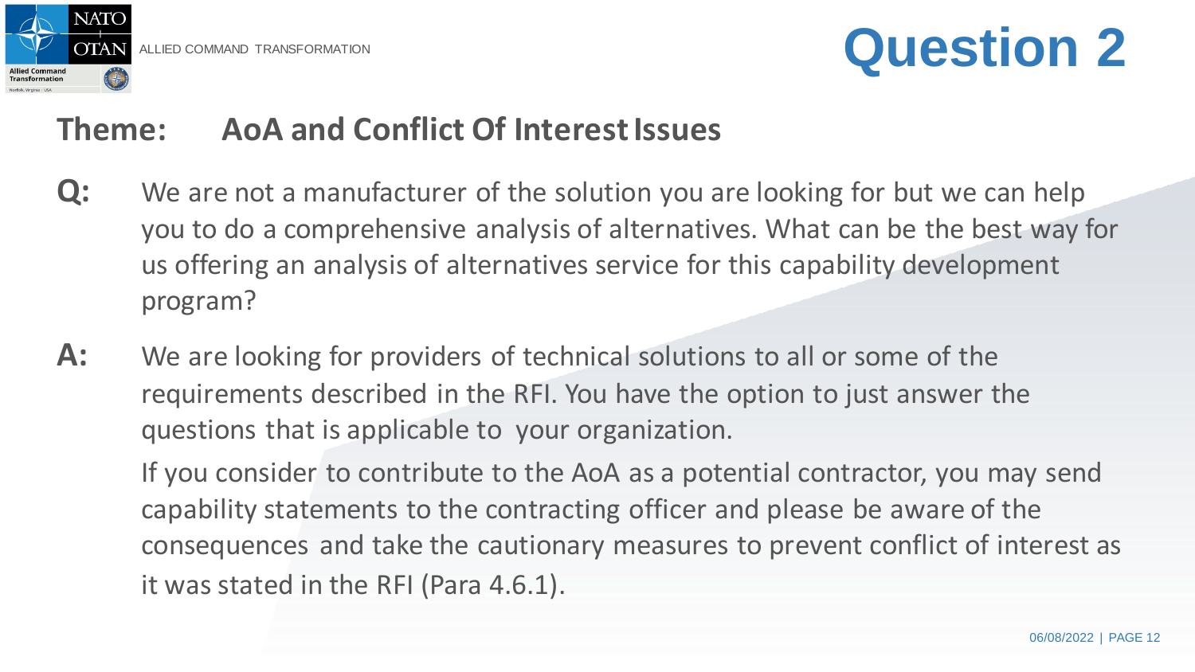# Question 2

## Theme: AoA and Conflict Of Interest Issues

**Q:** We are not a manufacturer of the solution you are looking for but we can help you to do a comprehensive analysis of alternatives. What can be the best way for us offering an analysis of alternatives service for this capability development program?

**A:** We are looking for providers of technical solutions to all or some of the requirements described in the RFI. You have the option to just answer the questions that is applicable to your organization.

If you consider to contribute to the AoA as a potential contractor, you may send capability statements to the contracting officer and please be aware of the consequences and take the cautionary measures to prevent conflict of interest as it was stated in the RFI (Para 4.6.1).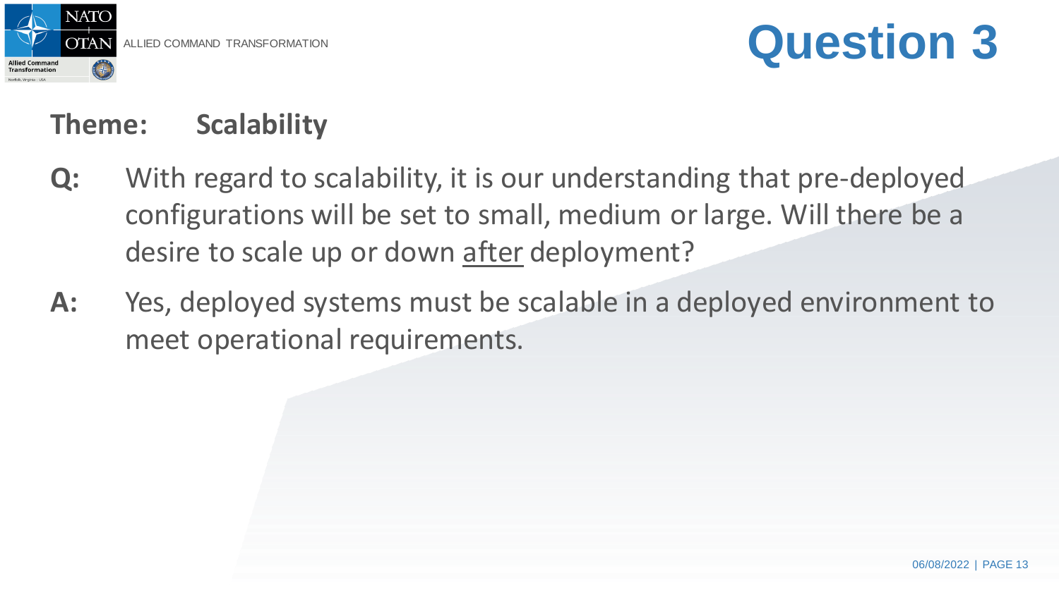# Question 3

**Theme: Scalability**

**Q:** With regard to scalability, it is our understanding that pre-deployed configurations will be set to small, medium or large. Will there be a desire to scale up or down <u>after</u> deployment?

**A:** Yes, deployed systems must be scalable in a deployed environment to meet operational requirements.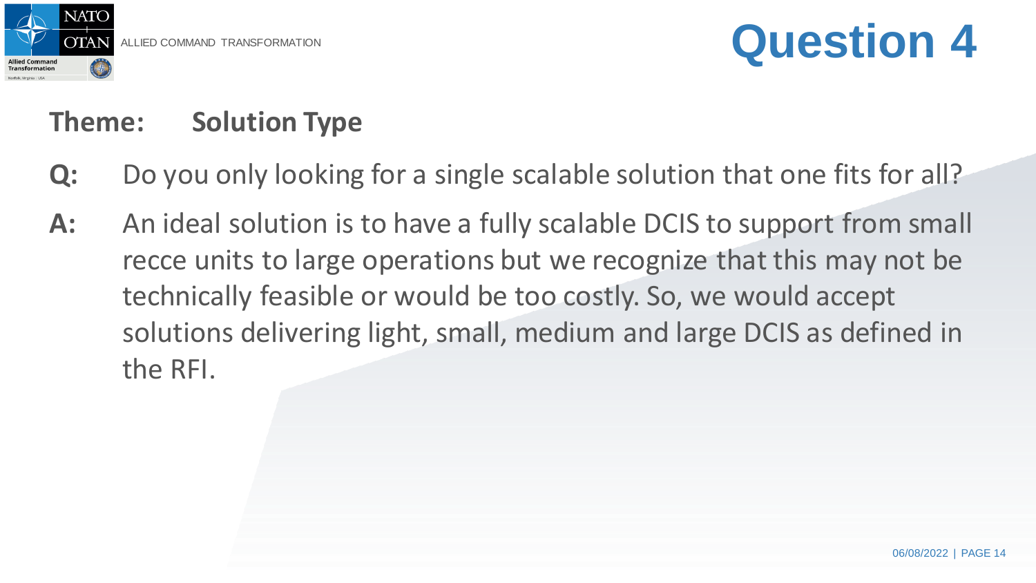# Question 4

## Theme: Solution Type

**Q:** Do you only looking for a single scalable solution that one fits for all?

**A:** An ideal solution is to have a fully scalable DCIS to support from small recce units to large operations but we recognize that this may not be technically feasible or would be too costly. So, we would accept solutions delivering light, small, medium and large DCIS as defined in the RFI.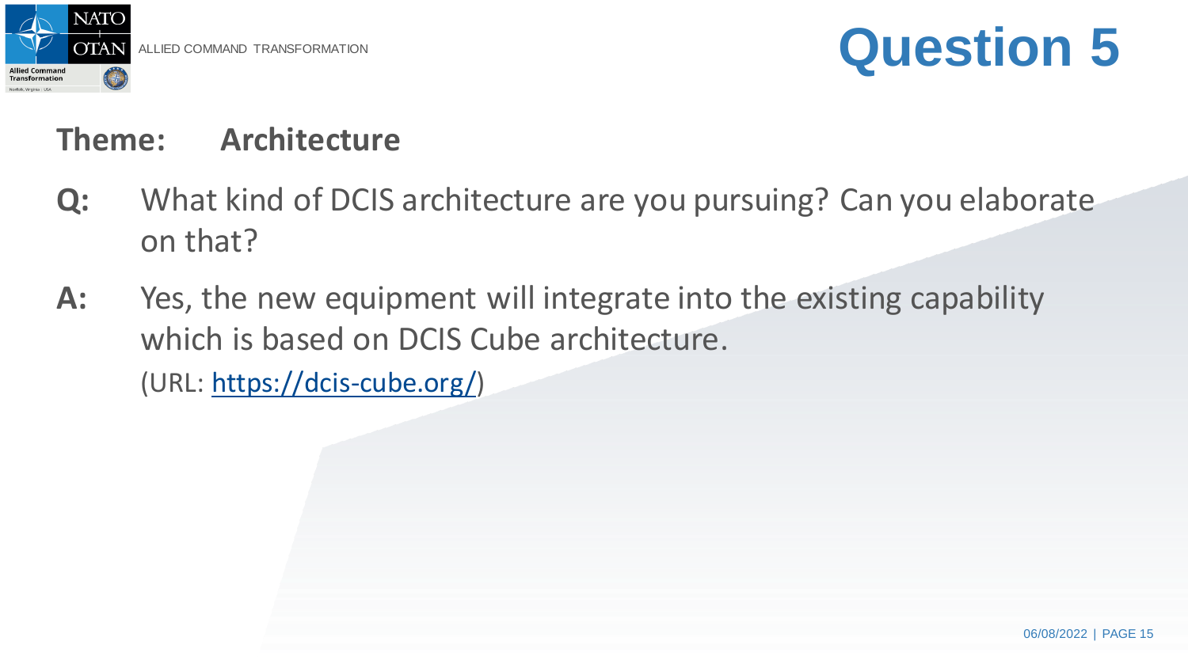# Question 5

**Theme: Architecture**

**Q:** What kind of DCIS architecture are you pursuing? Can you elaborate on that?

**A:** Yes, the new equipment will integrate into the existing capability which is based on DCIS Cube architecture.
(URL: https://dcis-cube.org/)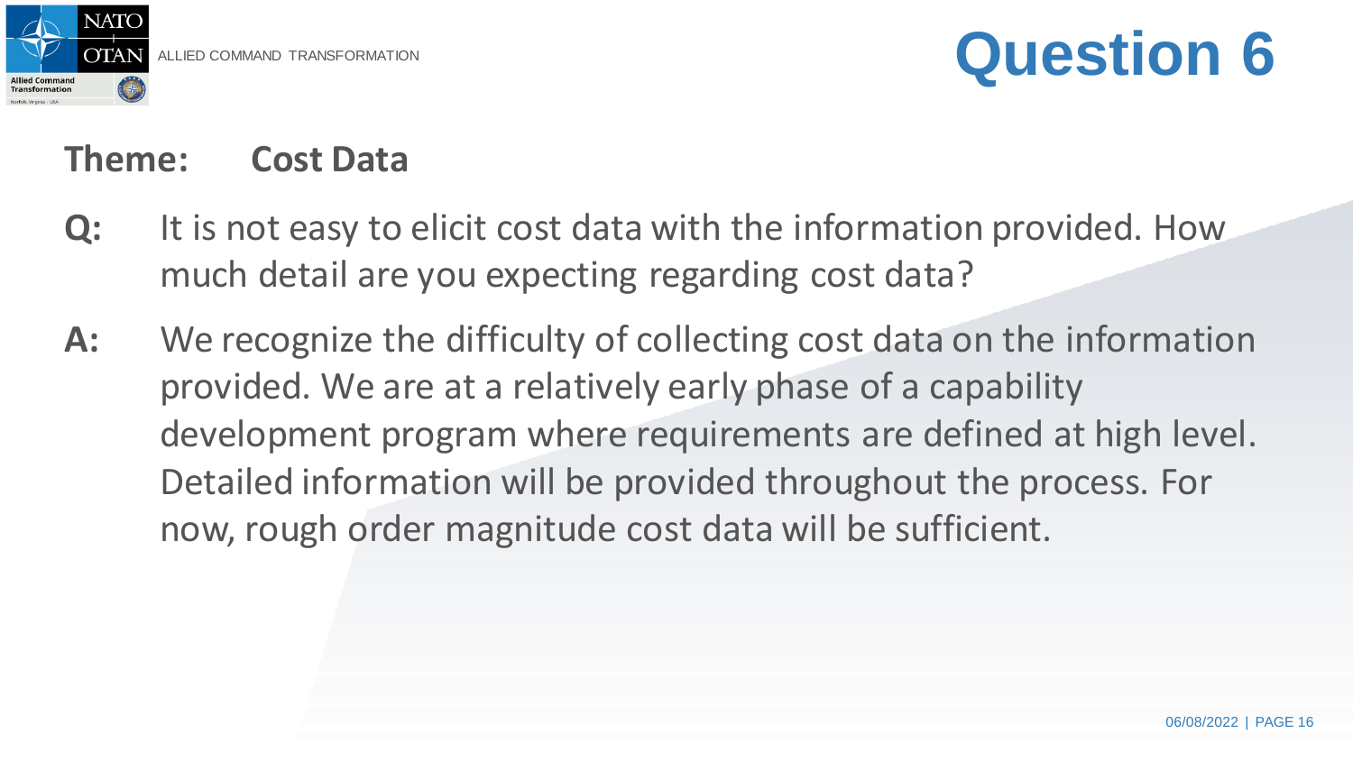# Question 6

**Theme: Cost Data**

**Q:** It is not easy to elicit cost data with the information provided. How much detail are you expecting regarding cost data?

**A:** We recognize the difficulty of collecting cost data on the information provided. We are at a relatively early phase of a capability development program where requirements are defined at high level. Detailed information will be provided throughout the process. For now, rough order magnitude cost data will be sufficient.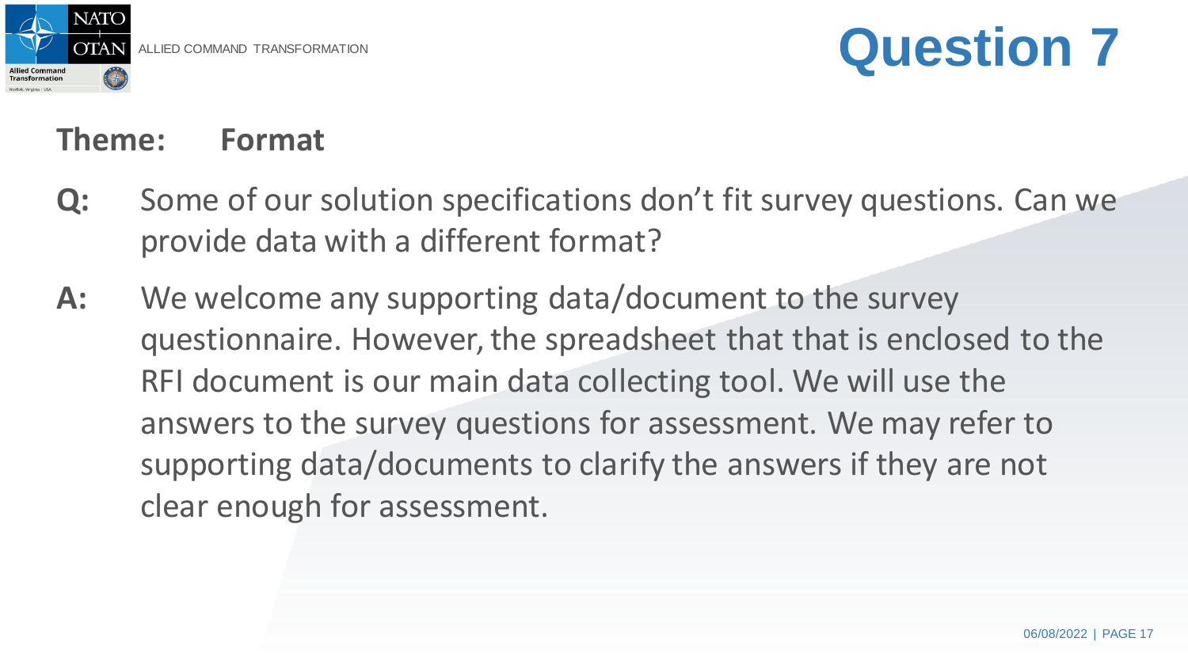# Question 7

**Theme:** **Format**

**Q:** Some of our solution specifications don't fit survey questions. Can we provide data with a different format?

**A:** We welcome any supporting data/document to the survey questionnaire. However, the spreadsheet that that is enclosed to the RFI document is our main data collecting tool. We will use the answers to the survey questions for assessment. We may refer to supporting data/documents to clarify the answers if they are not clear enough for assessment.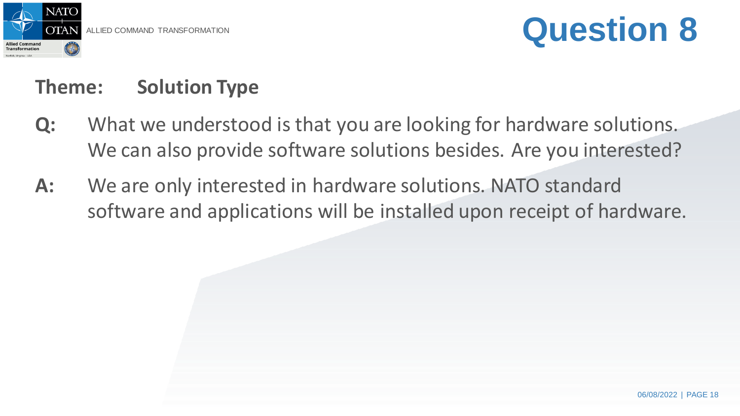# Question 8

## Theme: Solution Type

**Q:** What we understood is that you are looking for hardware solutions. We can also provide software solutions besides. Are you interested?

**A:** We are only interested in hardware solutions. NATO standard software and applications will be installed upon receipt of hardware.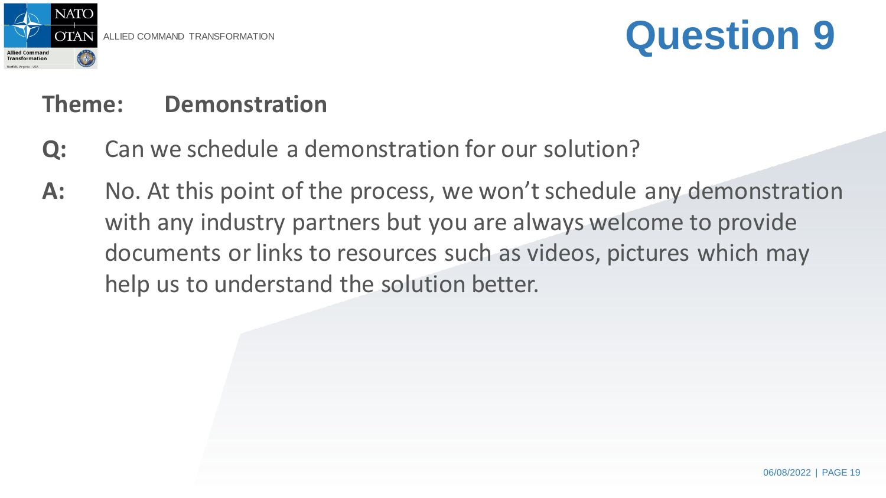# Question 9

**Theme: Demonstration**

**Q:** Can we schedule a demonstration for our solution?

**A:** No. At this point of the process, we won't schedule any demonstration with any industry partners but you are always welcome to provide documents or links to resources such as videos, pictures which may help us to understand the solution better.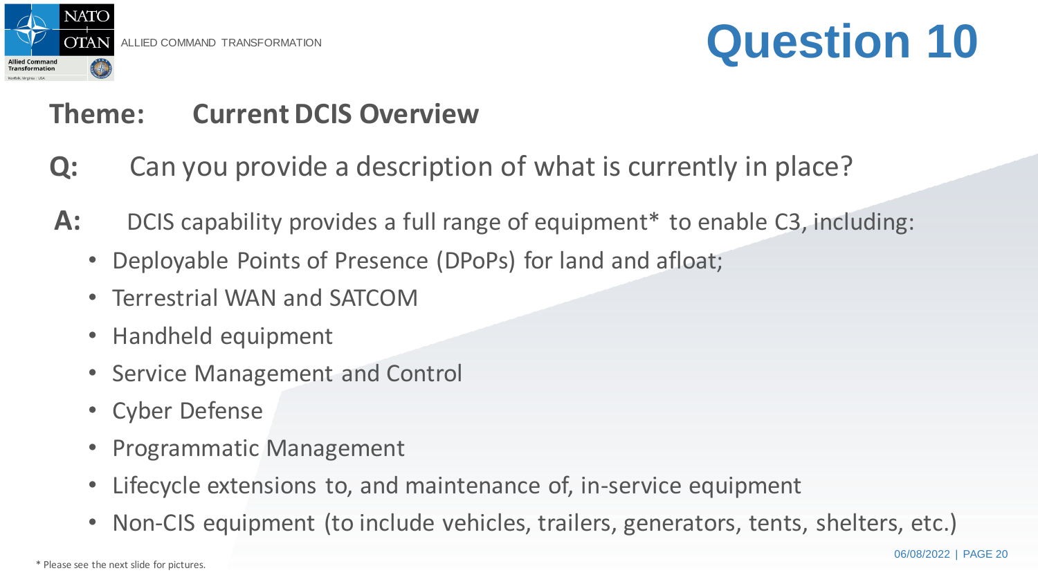# Question 10

## Theme: Current DCIS Overview

**Q:** Can you provide a description of what is currently in place?

**A:** DCIS capability provides a full range of equipment* to enable C3, including:

- Deployable Points of Presence (DPoPs) for land and afloat;
- Terrestrial WAN and SATCOM
- Handheld equipment
- Service Management and Control
- Cyber Defense
- Programmatic Management
- Lifecycle extensions to, and maintenance of, in-service equipment
- Non-CIS equipment (to include vehicles, trailers, generators, tents, shelters, etc.)

* Please see the next slide for pictures.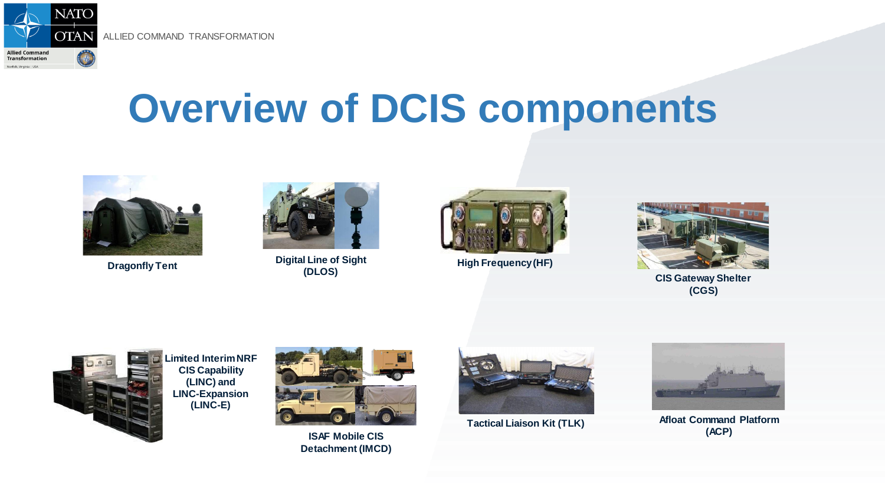# Overview of DCIS components

Dragonfly Tent

Digital Line of Sight (DLOS)

High Frequency (HF)

CIS Gateway Shelter (CGS)

Limited Interim NRF CIS Capability (LINC) and LINC-Expansion (LINC-E)

ISAF Mobile CIS Detachment (IMCD)

Tactical Liaison Kit (TLK)

Afloat Command Platform (ACP)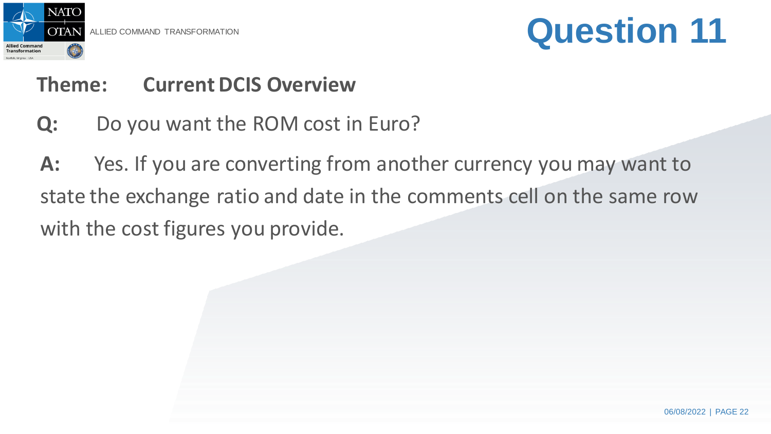# Question 11

**Theme: Current DCIS Overview**

**Q:** Do you want the ROM cost in Euro?

**A:** Yes. If you are converting from another currency you may want to state the exchange ratio and date in the comments cell on the same row with the cost figures you provide.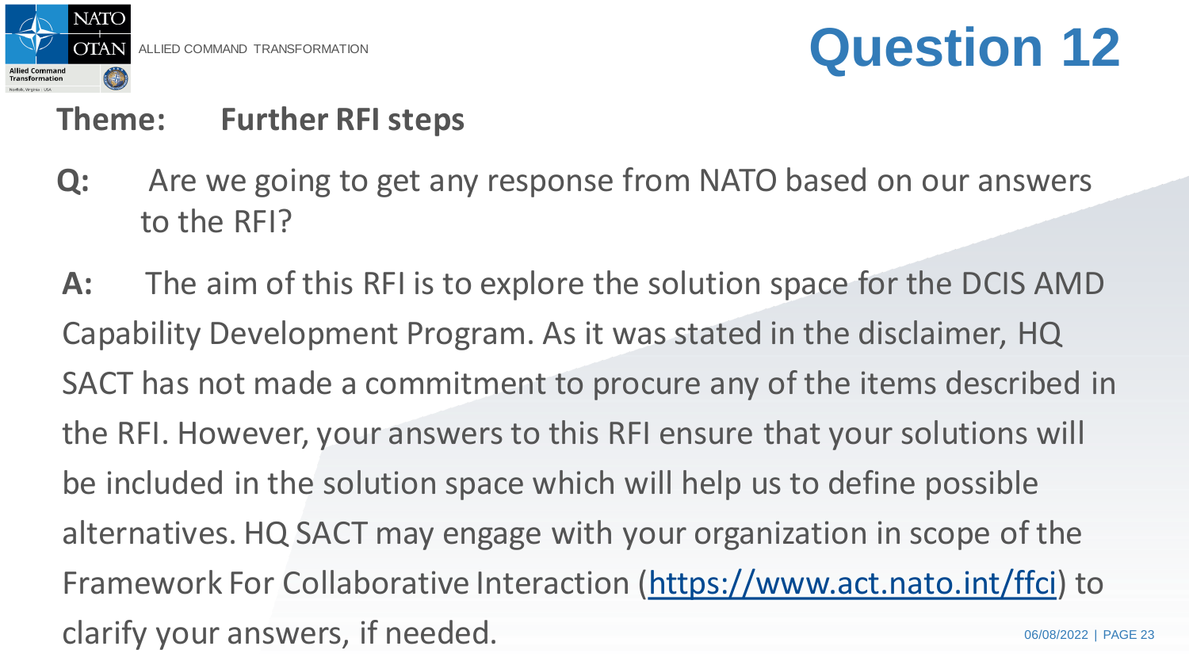# Question 12

**Theme:** **Further RFI steps**

**Q:** Are we going to get any response from NATO based on our answers to the RFI?

**A:** The aim of this RFI is to explore the solution space for the DCIS AMD Capability Development Program. As it was stated in the disclaimer, HQ SACT has not made a commitment to procure any of the items described in the RFI. However, your answers to this RFI ensure that your solutions will be included in the solution space which will help us to define possible alternatives. HQ SACT may engage with your organization in scope of the Framework For Collaborative Interaction (https://www.act.nato.int/ffci) to clarify your answers, if needed.

06/08/2022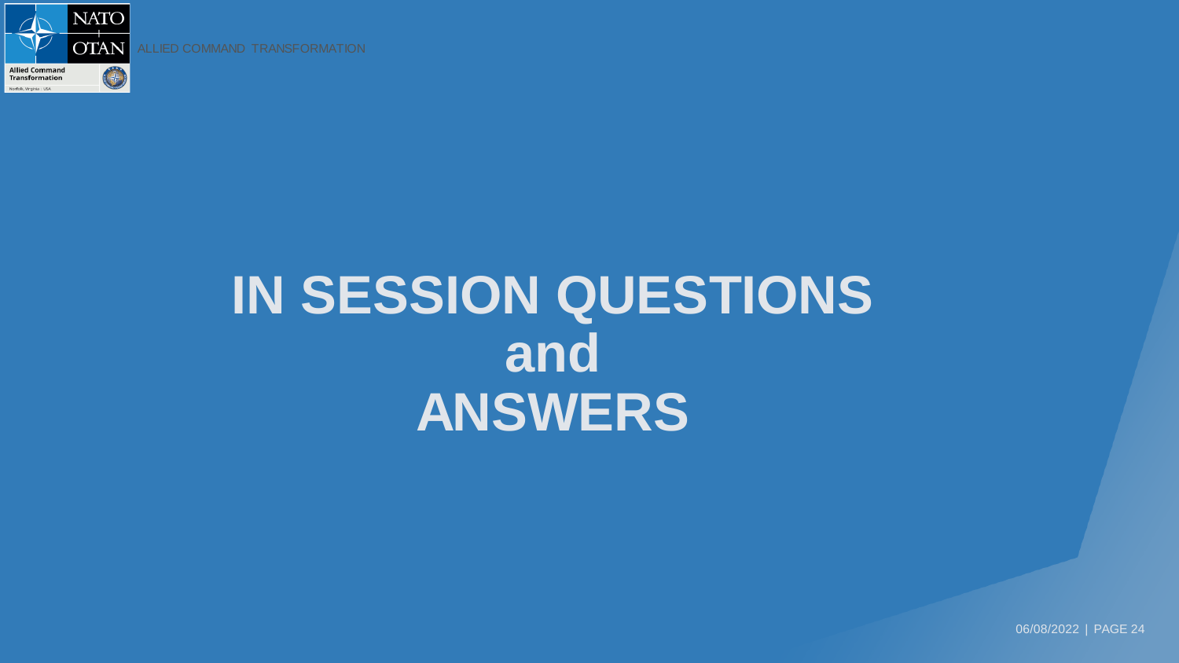# IN SESSION QUESTIONS and ANSWERS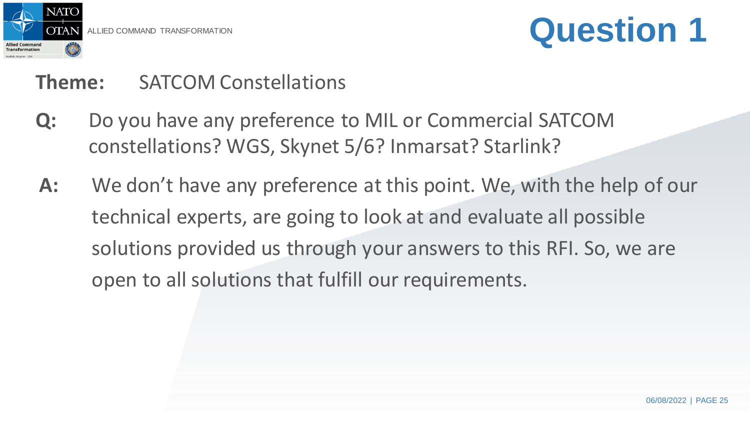# Question 1

**Theme:** SATCOM Constellations

**Q:** Do you have any preference to MIL or Commercial SATCOM constellations? WGS, Skynet 5/6? Inmarsat? Starlink?

**A:** We don't have any preference at this point. We, with the help of our technical experts, are going to look at and evaluate all possible solutions provided us through your answers to this RFI. So, we are open to all solutions that fulfill our requirements.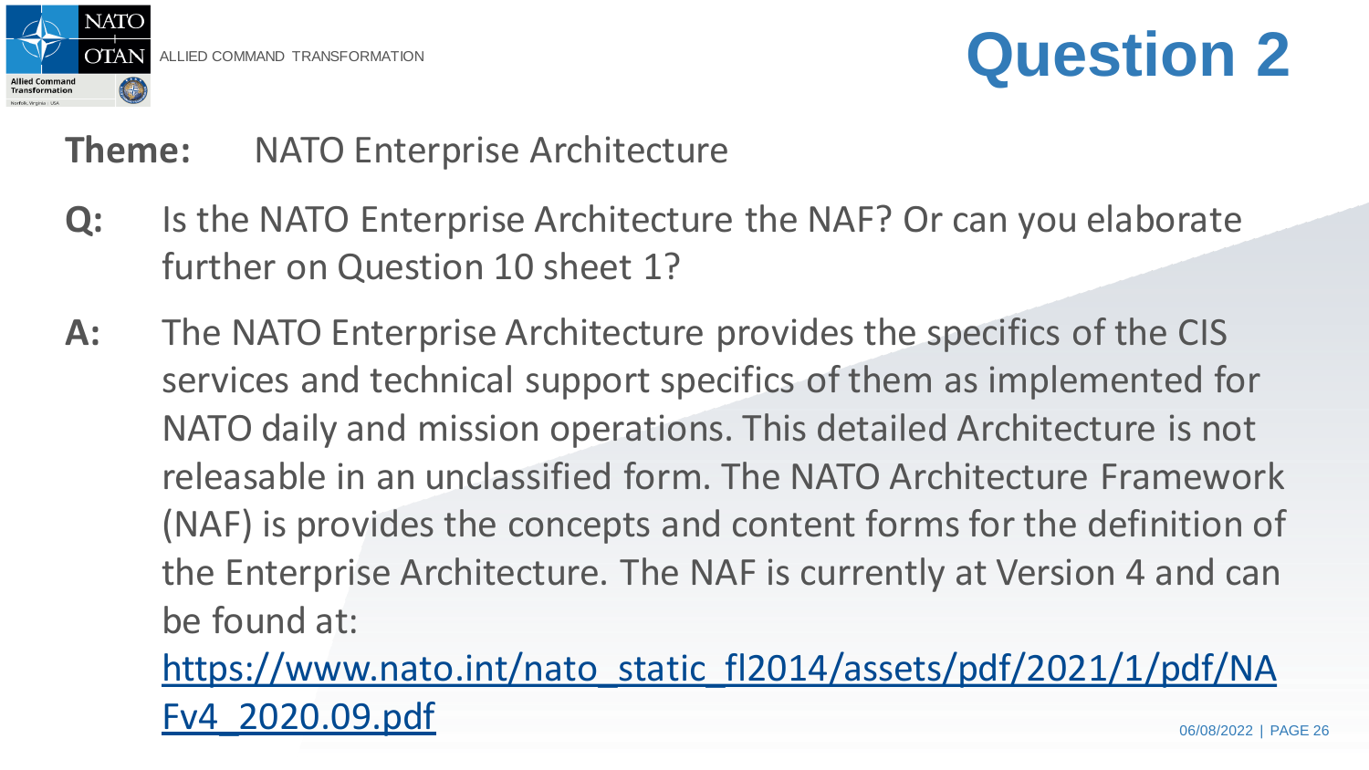# Question 2

**Theme:** NATO Enterprise Architecture

**Q:** Is the NATO Enterprise Architecture the NAF? Or can you elaborate further on Question 10 sheet 1?

**A:** The NATO Enterprise Architecture provides the specifics of the CIS services and technical support specifics of them as implemented for NATO daily and mission operations. This detailed Architecture is not releasable in an unclassified form. The NATO Architecture Framework (NAF) is provides the concepts and content forms for the definition of the Enterprise Architecture. The NAF is currently at Version 4 and can be found at: https://www.nato.int/nato_static_fl2014/assets/pdf/2021/1/pdf/NAFv4_2020.09.pdf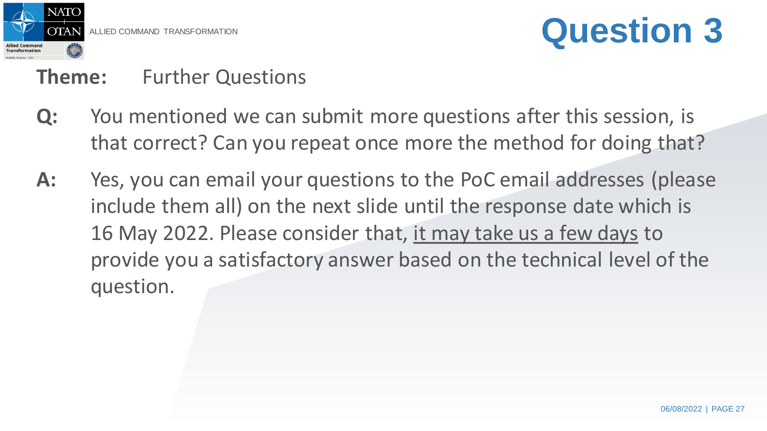# Question 3

**Theme:** Further Questions

**Q:** You mentioned we can submit more questions after this session, is that correct? Can you repeat once more the method for doing that?

**A:** Yes, you can email your questions to the PoC email addresses (please include them all) on the next slide until the response date which is 16 May 2022. Please consider that, it may take us a few days to provide you a satisfactory answer based on the technical level of the question.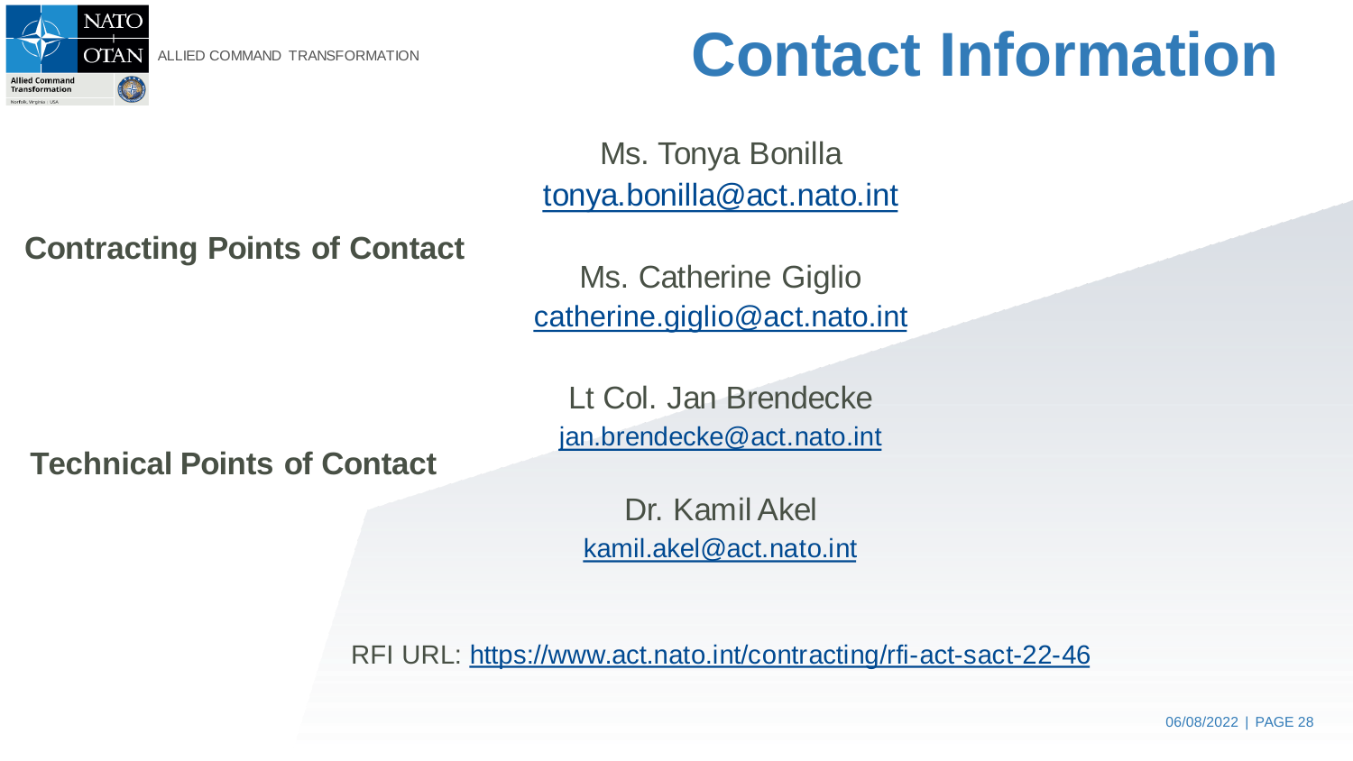# Contact Information

**Contracting Points of Contact**

Ms. Tonya Bonilla
tonya.bonilla@act.nato.int

Ms. Catherine Giglio
catherine.giglio@act.nato.int

**Technical Points of Contact**

Lt Col. Jan Brendecke
jan.brendecke@act.nato.int

Dr. Kamil Akel
kamil.akel@act.nato.int

RFI URL: https://www.act.nato.int/contracting/rfi-act-sact-22-46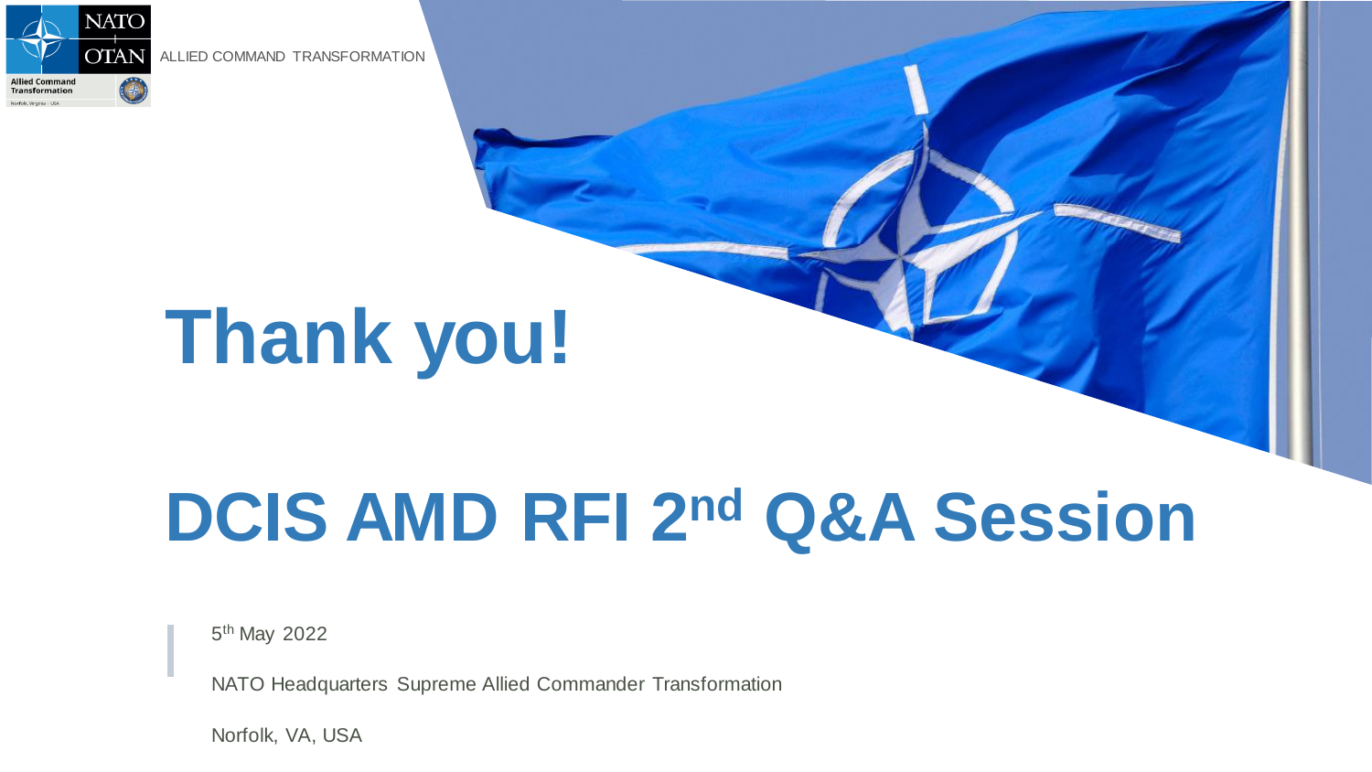ALLIED COMMAND TRANSFORMATION

# Thank you!

# DCIS AMD RFI 2nd Q&A Session

5th May 2022

NATO Headquarters Supreme Allied Commander Transformation

Norfolk, VA, USA